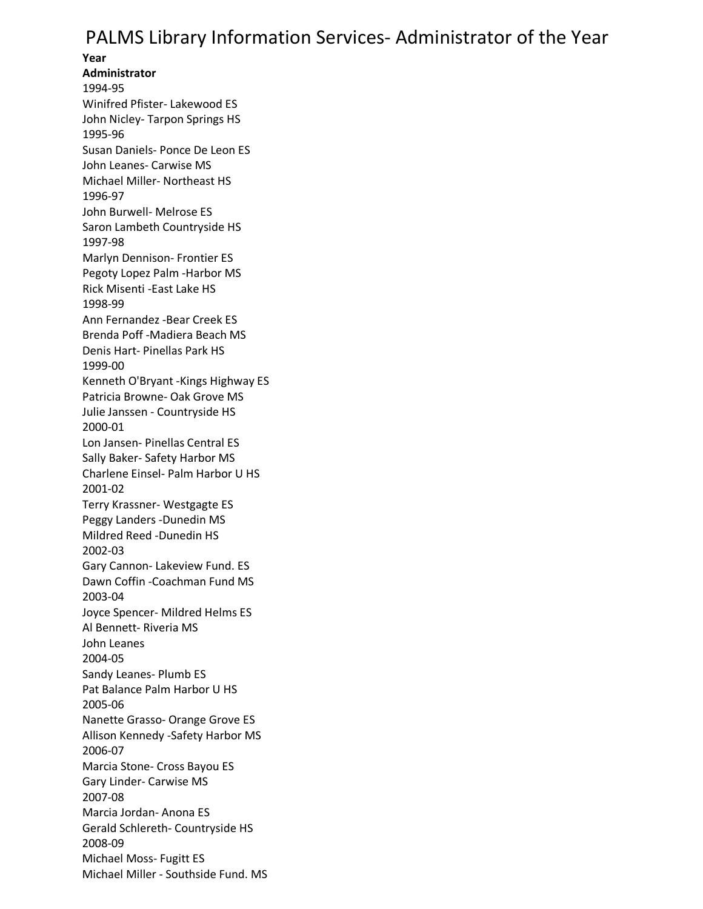# PALMS Library Information Services- Administrator of the Year

**Year**

**Administrator**

1994-95

Winifred Pfister- Lakewood ES

John Nicley- Tarpon Springs HS

1995-96

Susan Daniels- Ponce De Leon ES

John Leanes- Carwise MS

Michael Miller- Northeast HS

1996-97

John Burwell- Melrose ES

Saron Lambeth Countryside HS

1997-98

Marlyn Dennison- Frontier ES

Pegoty Lopez Palm -Harbor MS

Rick Misenti -East Lake HS

1998-99

Ann Fernandez -Bear Creek ES

Brenda Poff -Madiera Beach MS

Denis Hart- Pinellas Park HS

1999-00

Kenneth O'Bryant -Kings Highway ES

Patricia Browne- Oak Grove MS

Julie Janssen - Countryside HS

2000-01

Lon Jansen- Pinellas Central ES

Sally Baker- Safety Harbor MS

Charlene Einsel- Palm Harbor U HS

2001-02

Terry Krassner- Westgagte ES

Peggy Landers -Dunedin MS

Mildred Reed -Dunedin HS

2002-03

Gary Cannon- Lakeview Fund. ES

Dawn Coffin -Coachman Fund MS

2003-04

Joyce Spencer- Mildred Helms ES

Al Bennett- Riveria MS

John Leanes

2004-05

Sandy Leanes- Plumb ES

Pat Balance Palm Harbor U HS

2005-06

Nanette Grasso- Orange Grove ES

Allison Kennedy -Safety Harbor MS

2006-07

Marcia Stone- Cross Bayou ES

Gary Linder- Carwise MS

2007-08

Marcia Jordan- Anona ES

Gerald Schlereth- Countryside HS

2008-09

Michael Moss- Fugitt ES

Michael Miller - Southside Fund. MS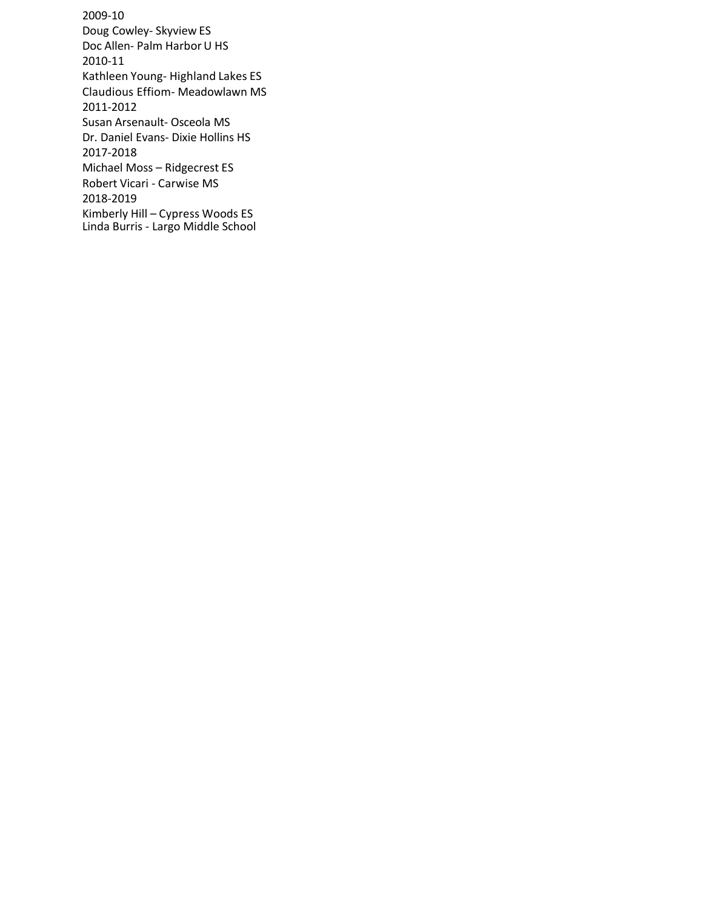2009-10

Doug Cowley- Skyview ES

Doc Allen- Palm Harbor U HS

2010-11

Kathleen Young- Highland Lakes ES

Claudious Effiom- Meadowlawn MS

2011-2012

Susan Arsenault- Osceola MS

Dr. Daniel Evans- Dixie Hollins HS

2017-2018

Michael Moss – Ridgecrest ES

Robert Vicari - Carwise MS

2018-2019

Kimberly Hill – Cypress Woods ES

Linda Burris - Largo Middle School